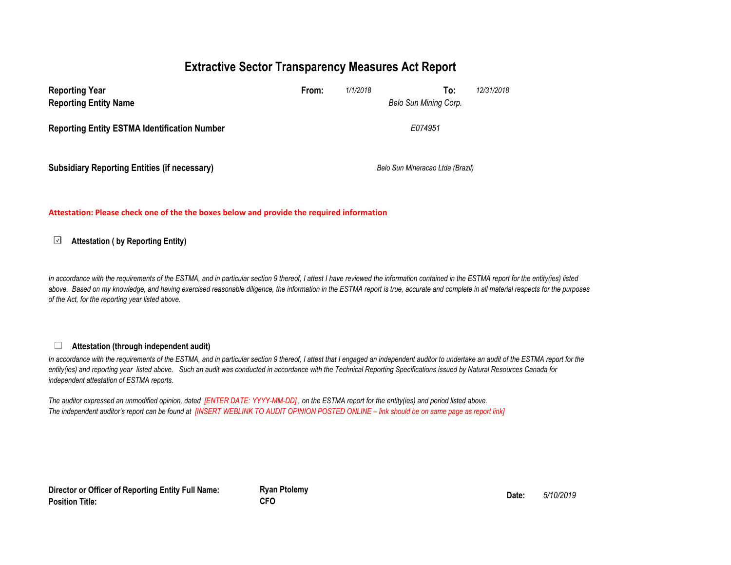# Extractive Sector Transparency Measures Act Report

| | | | | |
|---|---|---|---|---|
| **Reporting Year** | **From:** | *1/1/2018* | **To:** | *12/31/2018* |
| **Reporting Entity Name** | | *Belo Sun Mining Corp.* | | |
| **Reporting Entity ESTMA Identification Number** | | *E074951* | | |
| **Subsidiary Reporting Entities (if necessary)** | | *Belo Sun Mineracao Ltda (Brazil)* | | |

**Attestation: Please check one of the the boxes below and provide the required information**

☑ **Attestation ( by Reporting Entity)**

*In accordance with the requirements of the ESTMA, and in particular section 9 thereof, I attest I have reviewed the information contained in the ESTMA report for the entity(ies) listed above. Based on my knowledge, and having exercised reasonable diligence, the information in the ESTMA report is true, accurate and complete in all material respects for the purposes of the Act, for the reporting year listed above.*

☐ **Attestation (through independent audit)**

*In accordance with the requirements of the ESTMA, and in particular section 9 thereof, I attest that I engaged an independent auditor to undertake an audit of the ESTMA report for the entity(ies) and reporting year listed above. Such an audit was conducted in accordance with the Technical Reporting Specifications issued by Natural Resources Canada for independent attestation of ESTMA reports.*

*The auditor expressed an unmodified opinion, dated [ENTER DATE: YYYY-MM-DD] , on the ESTMA report for the entity(ies) and period listed above.*
*The independent auditor's report can be found at [INSERT WEBLINK TO AUDIT OPINION POSTED ONLINE – link should be on same page as report link]*

| | | | |
|---|---|---|---|
| **Director or Officer of Reporting Entity Full Name:** | **Ryan Ptolemy** | **Date:** | *5/10/2019* |
| **Position Title:** | **CFO** | | |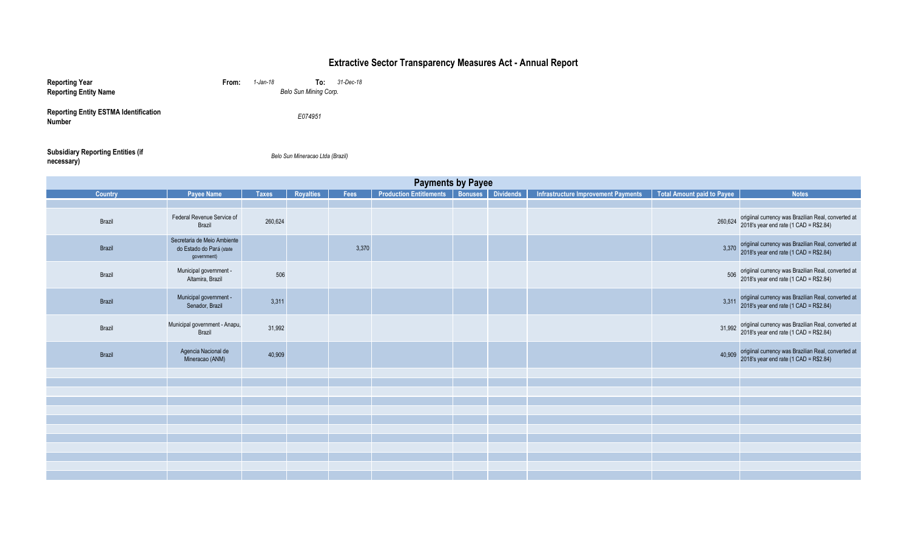# Extractive Sector Transparency Measures Act - Annual Report

**Reporting Year** **From:** *1-Jan-18* **To:** *31-Dec-18*

**Reporting Entity Name** *Belo Sun Mining Corp.*

**Reporting Entity ESTMA Identification Number** *E074951*

**Subsidiary Reporting Entities (if necessary)** *Belo Sun Mineracao Ltda (Brazil)*

## Payments by Payee

| Country | Payee Name | Taxes | Royalties | Fees | Production Entitlements | Bonuses | Dividends | Infrastructure Improvement Payments | Total Amount paid to Payee | Notes |
|---|---|---|---|---|---|---|---|---|---|---|
| Brazil | Federal Revenue Service of Brazil | 260,624 | | | | | | | 260,624 | origiinal currency was Brazilian Real, converted at 2018's year end rate (1 CAD = R$2.84) |
| Brazil | Secretaria de Meio Ambiente do Estado do Pará (state government) | | | 3,370 | | | | | 3,370 | origiinal currency was Brazilian Real, converted at 2018's year end rate (1 CAD = R$2.84) |
| Brazil | Municipal government - Altamira, Brazil | 506 | | | | | | | 506 | origiinal currency was Brazilian Real, converted at 2018's year end rate (1 CAD = R$2.84) |
| Brazil | Municipal government - Senador, Brazil | 3,311 | | | | | | | 3,311 | origiinal currency was Brazilian Real, converted at 2018's year end rate (1 CAD = R$2.84) |
| Brazil | Municipal government - Anapu, Brazil | 31,992 | | | | | | | 31,992 | origiinal currency was Brazilian Real, converted at 2018's year end rate (1 CAD = R$2.84) |
| Brazil | Agencia Nacional de Mineracao (ANM) | 40,909 | | | | | | | 40,909 | origiinal currency was Brazilian Real, converted at 2018's year end rate (1 CAD = R$2.84) |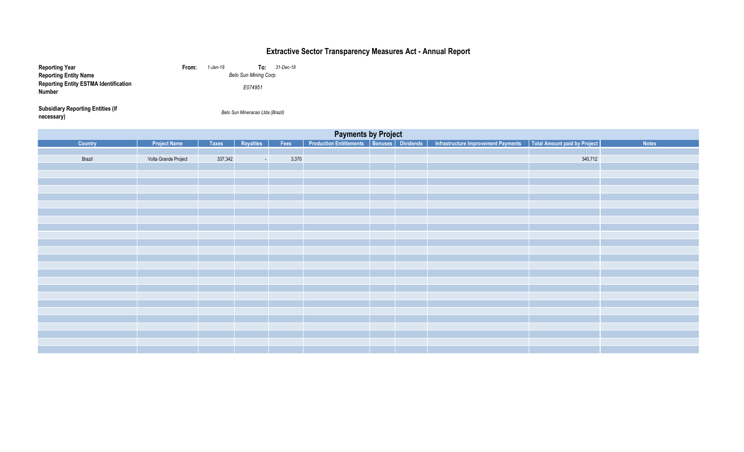# Extractive Sector Transparency Measures Act - Annual Report

**Reporting Year** **From:** *1-Jan-18* **To:** *31-Dec-18*

**Reporting Entity Name** *Belo Sun Mining Corp.*

**Reporting Entity ESTMA Identification Number** *E074951*

**Subsidiary Reporting Entities (if necessary)** *Belo Sun Mineracao Ltda (Brazil)*

## Payments by Project

| Country | Project Name | Taxes | Royalties | Fees | Production Entitlements | Bonuses | Dividends | Infrastructure Improvement Payments | Total Amount paid by Project | Notes |
| --- | --- | --- | --- | --- | --- | --- | --- | --- | --- | --- |
| Brazil | Volta Grande Project | 337,342 | - | 3,370 | | | | | 340,712 | |